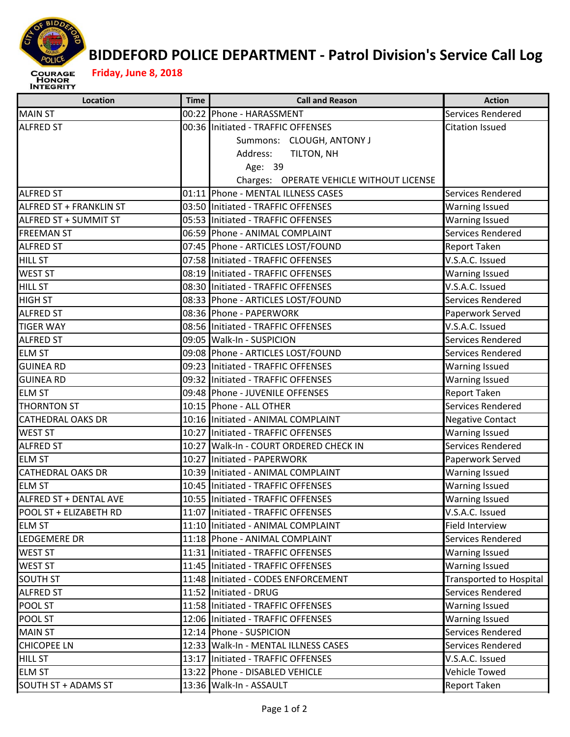# BIDDEFORD POLICE DEPARTMENT - Patrol Division's Service Call Log

**Friday, June 8, 2018**

| Location | Time | Call and Reason | Action |
|---|---|---|---|
| MAIN ST | 00:22 | Phone - HARASSMENT | Services Rendered |
| ALFRED ST | 00:36 | Initiated - TRAFFIC OFFENSES<br>Summons: CLOUGH, ANTONY J<br>Address: TILTON, NH<br>Age: 39<br>Charges: OPERATE VEHICLE WITHOUT LICENSE | Citation Issued |
| ALFRED ST | 01:11 | Phone - MENTAL ILLNESS CASES | Services Rendered |
| ALFRED ST + FRANKLIN ST | 03:50 | Initiated - TRAFFIC OFFENSES | Warning Issued |
| ALFRED ST + SUMMIT ST | 05:53 | Initiated - TRAFFIC OFFENSES | Warning Issued |
| FREEMAN ST | 06:59 | Phone - ANIMAL COMPLAINT | Services Rendered |
| ALFRED ST | 07:45 | Phone - ARTICLES LOST/FOUND | Report Taken |
| HILL ST | 07:58 | Initiated - TRAFFIC OFFENSES | V.S.A.C. Issued |
| WEST ST | 08:19 | Initiated - TRAFFIC OFFENSES | Warning Issued |
| HILL ST | 08:30 | Initiated - TRAFFIC OFFENSES | V.S.A.C. Issued |
| HIGH ST | 08:33 | Phone - ARTICLES LOST/FOUND | Services Rendered |
| ALFRED ST | 08:36 | Phone - PAPERWORK | Paperwork Served |
| TIGER WAY | 08:56 | Initiated - TRAFFIC OFFENSES | V.S.A.C. Issued |
| ALFRED ST | 09:05 | Walk-In - SUSPICION | Services Rendered |
| ELM ST | 09:08 | Phone - ARTICLES LOST/FOUND | Services Rendered |
| GUINEA RD | 09:23 | Initiated - TRAFFIC OFFENSES | Warning Issued |
| GUINEA RD | 09:32 | Initiated - TRAFFIC OFFENSES | Warning Issued |
| ELM ST | 09:48 | Phone - JUVENILE OFFENSES | Report Taken |
| THORNTON ST | 10:15 | Phone - ALL OTHER | Services Rendered |
| CATHEDRAL OAKS DR | 10:16 | Initiated - ANIMAL COMPLAINT | Negative Contact |
| WEST ST | 10:27 | Initiated - TRAFFIC OFFENSES | Warning Issued |
| ALFRED ST | 10:27 | Walk-In - COURT ORDERED CHECK IN | Services Rendered |
| ELM ST | 10:27 | Initiated - PAPERWORK | Paperwork Served |
| CATHEDRAL OAKS DR | 10:39 | Initiated - ANIMAL COMPLAINT | Warning Issued |
| ELM ST | 10:45 | Initiated - TRAFFIC OFFENSES | Warning Issued |
| ALFRED ST + DENTAL AVE | 10:55 | Initiated - TRAFFIC OFFENSES | Warning Issued |
| POOL ST + ELIZABETH RD | 11:07 | Initiated - TRAFFIC OFFENSES | V.S.A.C. Issued |
| ELM ST | 11:10 | Initiated - ANIMAL COMPLAINT | Field Interview |
| LEDGEMERE DR | 11:18 | Phone - ANIMAL COMPLAINT | Services Rendered |
| WEST ST | 11:31 | Initiated - TRAFFIC OFFENSES | Warning Issued |
| WEST ST | 11:45 | Initiated - TRAFFIC OFFENSES | Warning Issued |
| SOUTH ST | 11:48 | Initiated - CODES ENFORCEMENT | Transported to Hospital |
| ALFRED ST | 11:52 | Initiated - DRUG | Services Rendered |
| POOL ST | 11:58 | Initiated - TRAFFIC OFFENSES | Warning Issued |
| POOL ST | 12:06 | Initiated - TRAFFIC OFFENSES | Warning Issued |
| MAIN ST | 12:14 | Phone - SUSPICION | Services Rendered |
| CHICOPEE LN | 12:33 | Walk-In - MENTAL ILLNESS CASES | Services Rendered |
| HILL ST | 13:17 | Initiated - TRAFFIC OFFENSES | V.S.A.C. Issued |
| ELM ST | 13:22 | Phone - DISABLED VEHICLE | Vehicle Towed |
| SOUTH ST + ADAMS ST | 13:36 | Walk-In - ASSAULT | Report Taken |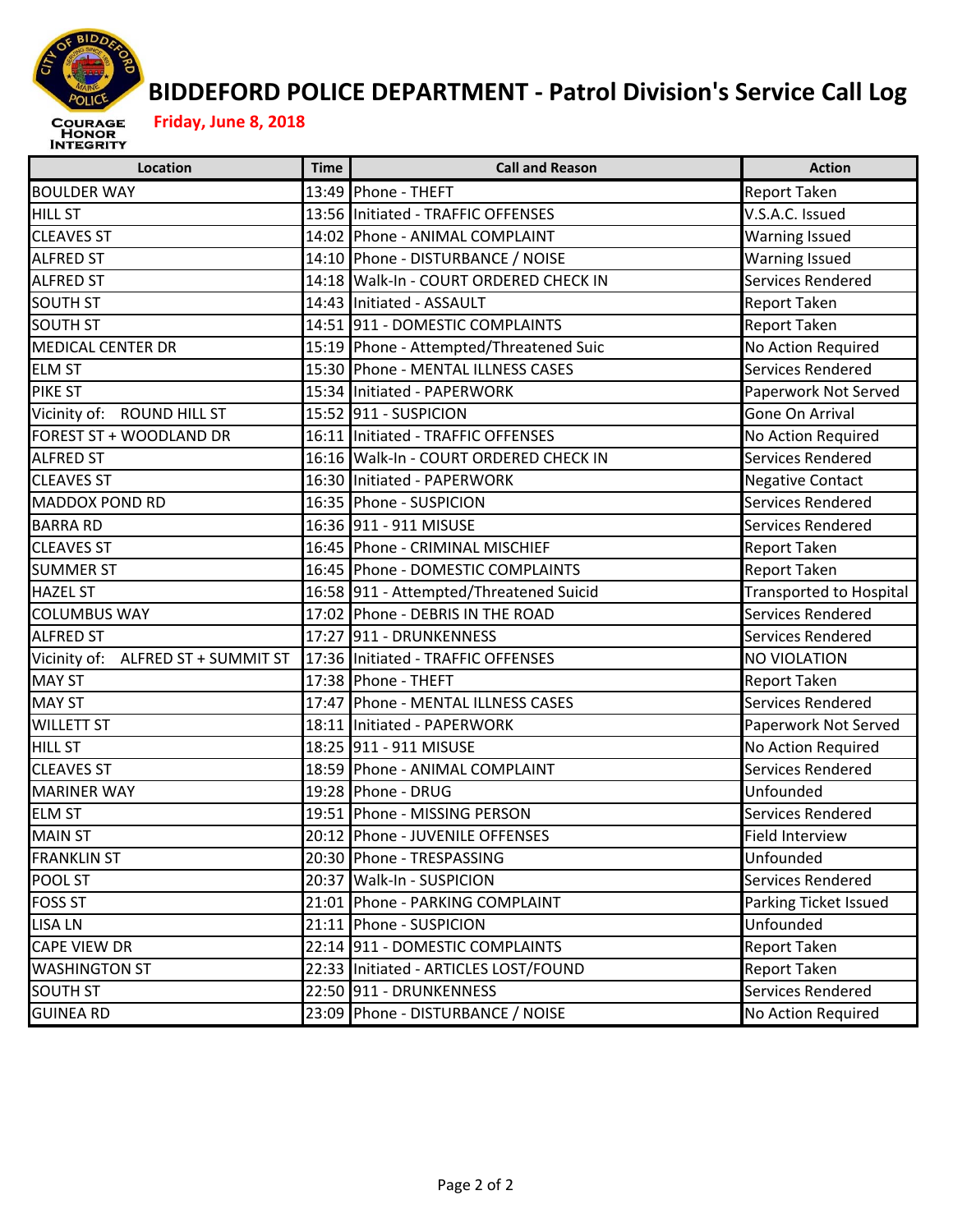# BIDDEFORD POLICE DEPARTMENT - Patrol Division's Service Call Log

**Friday, June 8, 2018**

COURAGE
HONOR
INTEGRITY

| Location | Time | Call and Reason | Action |
|---|---|---|---|
| BOULDER WAY | 13:49 | Phone - THEFT | Report Taken |
| HILL ST | 13:56 | Initiated - TRAFFIC OFFENSES | V.S.A.C. Issued |
| CLEAVES ST | 14:02 | Phone - ANIMAL COMPLAINT | Warning Issued |
| ALFRED ST | 14:10 | Phone - DISTURBANCE / NOISE | Warning Issued |
| ALFRED ST | 14:18 | Walk-In - COURT ORDERED CHECK IN | Services Rendered |
| SOUTH ST | 14:43 | Initiated - ASSAULT | Report Taken |
| SOUTH ST | 14:51 | 911 - DOMESTIC COMPLAINTS | Report Taken |
| MEDICAL CENTER DR | 15:19 | Phone - Attempted/Threatened Suic | No Action Required |
| ELM ST | 15:30 | Phone - MENTAL ILLNESS CASES | Services Rendered |
| PIKE ST | 15:34 | Initiated - PAPERWORK | Paperwork Not Served |
| Vicinity of: ROUND HILL ST | 15:52 | 911 - SUSPICION | Gone On Arrival |
| FOREST ST + WOODLAND DR | 16:11 | Initiated - TRAFFIC OFFENSES | No Action Required |
| ALFRED ST | 16:16 | Walk-In - COURT ORDERED CHECK IN | Services Rendered |
| CLEAVES ST | 16:30 | Initiated - PAPERWORK | Negative Contact |
| MADDOX POND RD | 16:35 | Phone - SUSPICION | Services Rendered |
| BARRA RD | 16:36 | 911 - 911 MISUSE | Services Rendered |
| CLEAVES ST | 16:45 | Phone - CRIMINAL MISCHIEF | Report Taken |
| SUMMER ST | 16:45 | Phone - DOMESTIC COMPLAINTS | Report Taken |
| HAZEL ST | 16:58 | 911 - Attempted/Threatened Suicid | Transported to Hospital |
| COLUMBUS WAY | 17:02 | Phone - DEBRIS IN THE ROAD | Services Rendered |
| ALFRED ST | 17:27 | 911 - DRUNKENNESS | Services Rendered |
| Vicinity of: ALFRED ST + SUMMIT ST | 17:36 | Initiated - TRAFFIC OFFENSES | NO VIOLATION |
| MAY ST | 17:38 | Phone - THEFT | Report Taken |
| MAY ST | 17:47 | Phone - MENTAL ILLNESS CASES | Services Rendered |
| WILLETT ST | 18:11 | Initiated - PAPERWORK | Paperwork Not Served |
| HILL ST | 18:25 | 911 - 911 MISUSE | No Action Required |
| CLEAVES ST | 18:59 | Phone - ANIMAL COMPLAINT | Services Rendered |
| MARINER WAY | 19:28 | Phone - DRUG | Unfounded |
| ELM ST | 19:51 | Phone - MISSING PERSON | Services Rendered |
| MAIN ST | 20:12 | Phone - JUVENILE OFFENSES | Field Interview |
| FRANKLIN ST | 20:30 | Phone - TRESPASSING | Unfounded |
| POOL ST | 20:37 | Walk-In - SUSPICION | Services Rendered |
| FOSS ST | 21:01 | Phone - PARKING COMPLAINT | Parking Ticket Issued |
| LISA LN | 21:11 | Phone - SUSPICION | Unfounded |
| CAPE VIEW DR | 22:14 | 911 - DOMESTIC COMPLAINTS | Report Taken |
| WASHINGTON ST | 22:33 | Initiated - ARTICLES LOST/FOUND | Report Taken |
| SOUTH ST | 22:50 | 911 - DRUNKENNESS | Services Rendered |
| GUINEA RD | 23:09 | Phone - DISTURBANCE / NOISE | No Action Required |